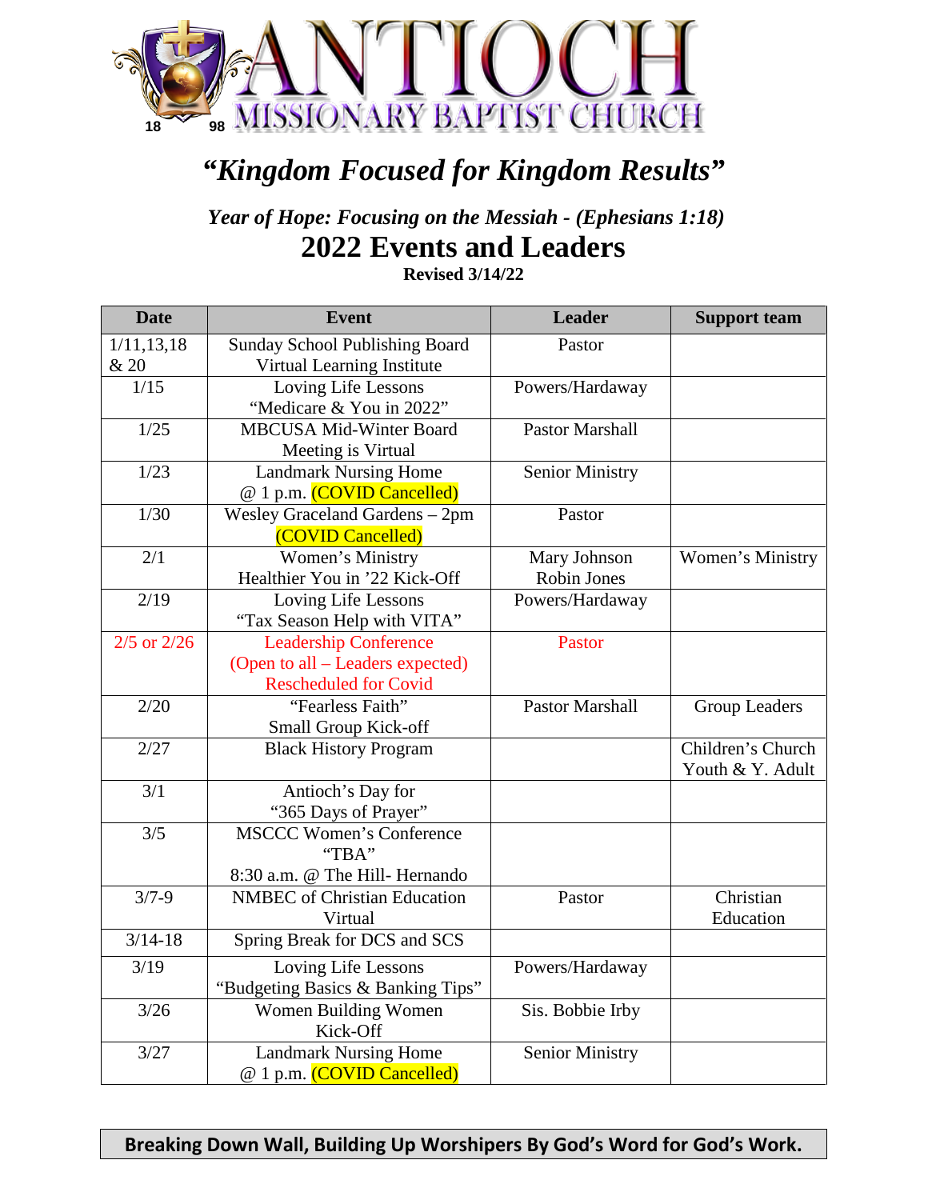# ANTIOCH MISSIONARY BAPTIST CHURCH

18 98

## *"Kingdom Focused for Kingdom Results"*

### *Year of Hope: Focusing on the Messiah - (Ephesians 1:18)*

## 2022 Events and Leaders

**Revised 3/14/22**

| Date | Event | Leader | Support team |
|---|---|---|---|
| 1/11,13,18 & 20 | Sunday School Publishing Board Virtual Learning Institute | Pastor | |
| 1/15 | Loving Life Lessons "Medicare & You in 2022" | Powers/Hardaway | |
| 1/25 | MBCUSA Mid-Winter Board Meeting is Virtual | Pastor Marshall | |
| 1/23 | Landmark Nursing Home @ 1 p.m. (COVID Cancelled) | Senior Ministry | |
| 1/30 | Wesley Graceland Gardens – 2pm (COVID Cancelled) | Pastor | |
| 2/1 | Women's Ministry Healthier You in '22 Kick-Off | Mary Johnson Robin Jones | Women's Ministry |
| 2/19 | Loving Life Lessons "Tax Season Help with VITA" | Powers/Hardaway | |
| 2/5 or 2/26 | Leadership Conference (Open to all – Leaders expected) Rescheduled for Covid | Pastor | |
| 2/20 | "Fearless Faith" Small Group Kick-off | Pastor Marshall | Group Leaders |
| 2/27 | Black History Program | | Children's Church Youth & Y. Adult |
| 3/1 | Antioch's Day for "365 Days of Prayer" | | |
| 3/5 | MSCCC Women's Conference "TBA" 8:30 a.m. @ The Hill- Hernando | | |
| 3/7-9 | NMBEC of Christian Education Virtual | Pastor | Christian Education |
| 3/14-18 | Spring Break for DCS and SCS | | |
| 3/19 | Loving Life Lessons "Budgeting Basics & Banking Tips" | Powers/Hardaway | |
| 3/26 | Women Building Women Kick-Off | Sis. Bobbie Irby | |
| 3/27 | Landmark Nursing Home @ 1 p.m. (COVID Cancelled) | Senior Ministry | |

**Breaking Down Wall, Building Up Worshipers By God's Word for God's Work.**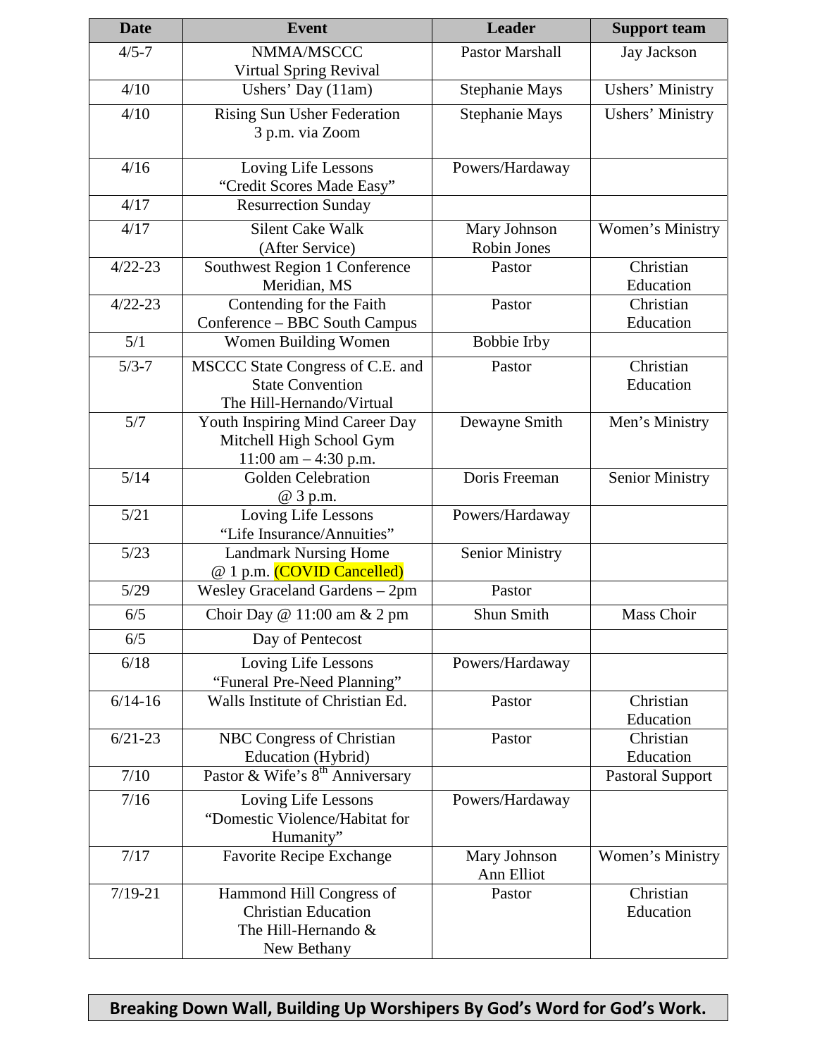| Date | Event | Leader | Support team |
| --- | --- | --- | --- |
| 4/5-7 | NMMA/MSCCC Virtual Spring Revival | Pastor Marshall | Jay Jackson |
| 4/10 | Ushers' Day (11am) | Stephanie Mays | Ushers' Ministry |
| 4/10 | Rising Sun Usher Federation 3 p.m. via Zoom | Stephanie Mays | Ushers' Ministry |
| 4/16 | Loving Life Lessons "Credit Scores Made Easy" | Powers/Hardaway | |
| 4/17 | Resurrection Sunday | | |
| 4/17 | Silent Cake Walk (After Service) | Mary Johnson Robin Jones | Women's Ministry |
| 4/22-23 | Southwest Region 1 Conference Meridian, MS | Pastor | Christian Education |
| 4/22-23 | Contending for the Faith Conference – BBC South Campus | Pastor | Christian Education |
| 5/1 | Women Building Women | Bobbie Irby | |
| 5/3-7 | MSCCC State Congress of C.E. and State Convention The Hill-Hernando/Virtual | Pastor | Christian Education |
| 5/7 | Youth Inspiring Mind Career Day Mitchell High School Gym 11:00 am – 4:30 p.m. | Dewayne Smith | Men's Ministry |
| 5/14 | Golden Celebration @ 3 p.m. | Doris Freeman | Senior Ministry |
| 5/21 | Loving Life Lessons "Life Insurance/Annuities" | Powers/Hardaway | |
| 5/23 | Landmark Nursing Home @ 1 p.m. (COVID Cancelled) | Senior Ministry | |
| 5/29 | Wesley Graceland Gardens – 2pm | Pastor | |
| 6/5 | Choir Day @ 11:00 am & 2 pm | Shun Smith | Mass Choir |
| 6/5 | Day of Pentecost | | |
| 6/18 | Loving Life Lessons "Funeral Pre-Need Planning" | Powers/Hardaway | |
| 6/14-16 | Walls Institute of Christian Ed. | Pastor | Christian Education |
| 6/21-23 | NBC Congress of Christian Education (Hybrid) | Pastor | Christian Education |
| 7/10 | Pastor & Wife's 8th Anniversary | | Pastoral Support |
| 7/16 | Loving Life Lessons "Domestic Violence/Habitat for Humanity" | Powers/Hardaway | |
| 7/17 | Favorite Recipe Exchange | Mary Johnson Ann Elliot | Women's Ministry |
| 7/19-21 | Hammond Hill Congress of Christian Education The Hill-Hernando & New Bethany | Pastor | Christian Education |

**Breaking Down Wall, Building Up Worshipers By God's Word for God's Work.**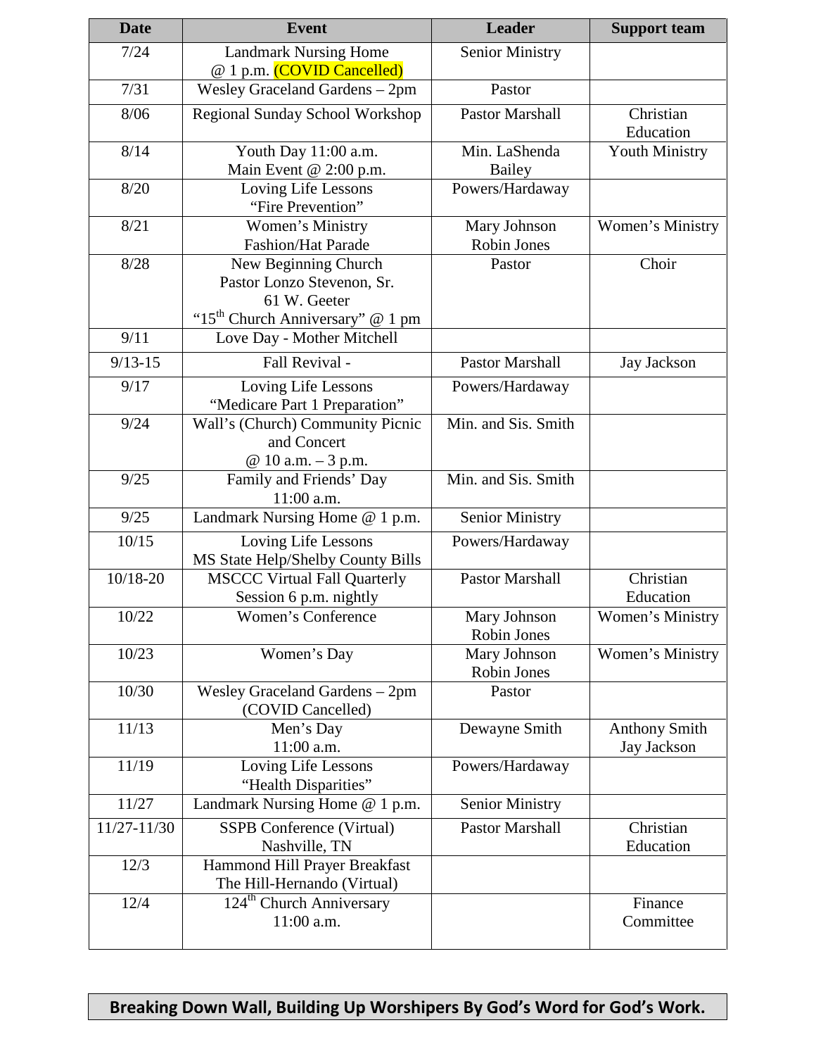| Date | Event | Leader | Support team |
|---|---|---|---|
| 7/24 | Landmark Nursing Home @ 1 p.m. (COVID Cancelled) | Senior Ministry | |
| 7/31 | Wesley Graceland Gardens – 2pm | Pastor | |
| 8/06 | Regional Sunday School Workshop | Pastor Marshall | Christian Education |
| 8/14 | Youth Day 11:00 a.m. Main Event @ 2:00 p.m. | Min. LaShenda Bailey | Youth Ministry |
| 8/20 | Loving Life Lessons "Fire Prevention" | Powers/Hardaway | |
| 8/21 | Women's Ministry Fashion/Hat Parade | Mary Johnson Robin Jones | Women's Ministry |
| 8/28 | New Beginning Church Pastor Lonzo Stevenon, Sr. 61 W. Geeter "15th Church Anniversary" @ 1 pm | Pastor | Choir |
| 9/11 | Love Day - Mother Mitchell | | |
| 9/13-15 | Fall Revival - | Pastor Marshall | Jay Jackson |
| 9/17 | Loving Life Lessons "Medicare Part 1 Preparation" | Powers/Hardaway | |
| 9/24 | Wall's (Church) Community Picnic and Concert @ 10 a.m. – 3 p.m. | Min. and Sis. Smith | |
| 9/25 | Family and Friends' Day 11:00 a.m. | Min. and Sis. Smith | |
| 9/25 | Landmark Nursing Home @ 1 p.m. | Senior Ministry | |
| 10/15 | Loving Life Lessons MS State Help/Shelby County Bills | Powers/Hardaway | |
| 10/18-20 | MSCCC Virtual Fall Quarterly Session 6 p.m. nightly | Pastor Marshall | Christian Education |
| 10/22 | Women's Conference | Mary Johnson Robin Jones | Women's Ministry |
| 10/23 | Women's Day | Mary Johnson Robin Jones | Women's Ministry |
| 10/30 | Wesley Graceland Gardens – 2pm (COVID Cancelled) | Pastor | |
| 11/13 | Men's Day 11:00 a.m. | Dewayne Smith | Anthony Smith Jay Jackson |
| 11/19 | Loving Life Lessons "Health Disparities" | Powers/Hardaway | |
| 11/27 | Landmark Nursing Home @ 1 p.m. | Senior Ministry | |
| 11/27-11/30 | SSPB Conference (Virtual) Nashville, TN | Pastor Marshall | Christian Education |
| 12/3 | Hammond Hill Prayer Breakfast The Hill-Hernando (Virtual) | | |
| 12/4 | 124th Church Anniversary 11:00 a.m. | | Finance Committee |

**Breaking Down Wall, Building Up Worshipers By God's Word for God's Work.**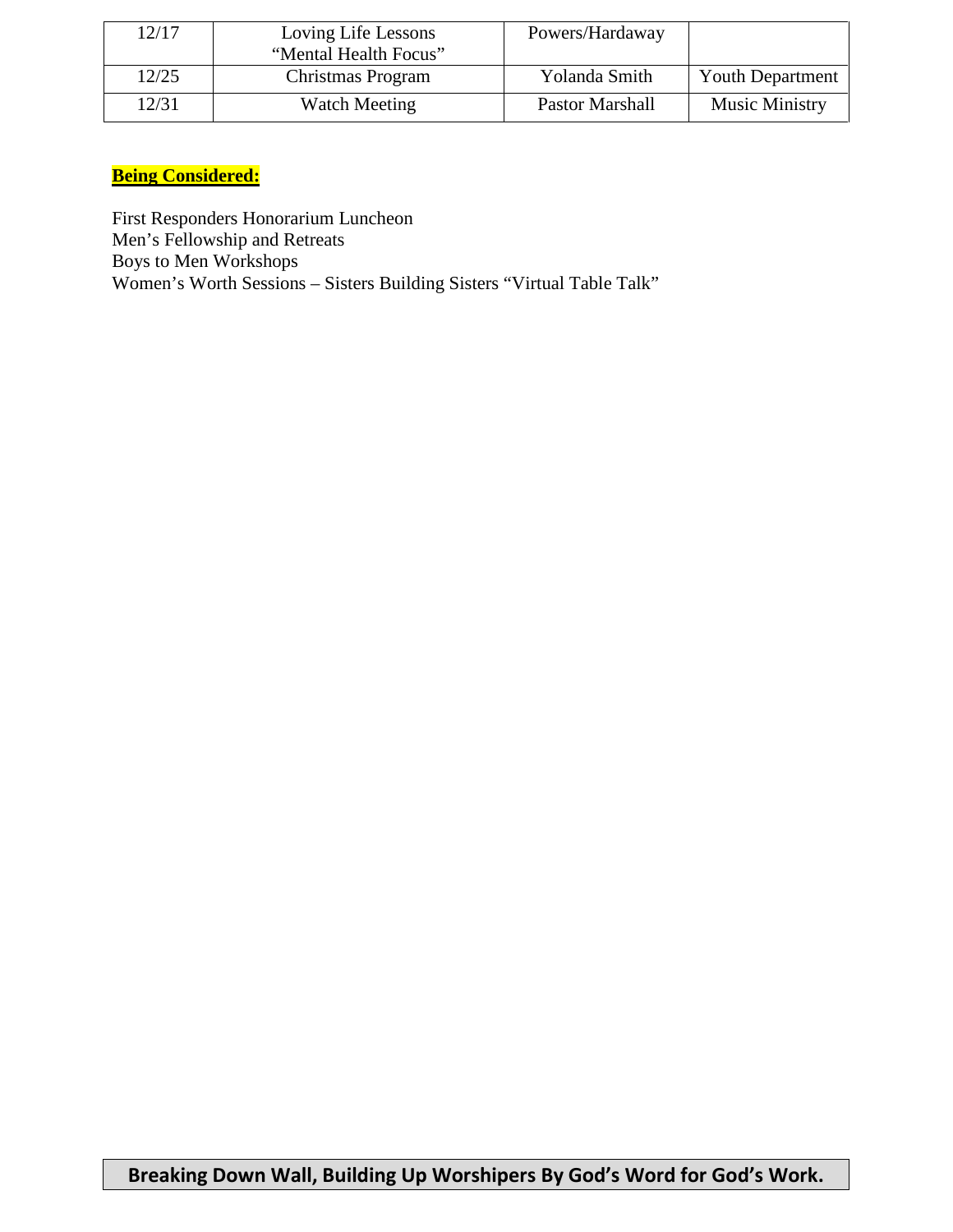| | | | |
|---|---|---|---|
| 12/17 | Loving Life Lessons "Mental Health Focus" | Powers/Hardaway | |
| 12/25 | Christmas Program | Yolanda Smith | Youth Department |
| 12/31 | Watch Meeting | Pastor Marshall | Music Ministry |

**Being Considered:**

First Responders Honorarium Luncheon
Men's Fellowship and Retreats
Boys to Men Workshops
Women's Worth Sessions – Sisters Building Sisters "Virtual Table Talk"

**Breaking Down Wall, Building Up Worshipers By God's Word for God's Work.**